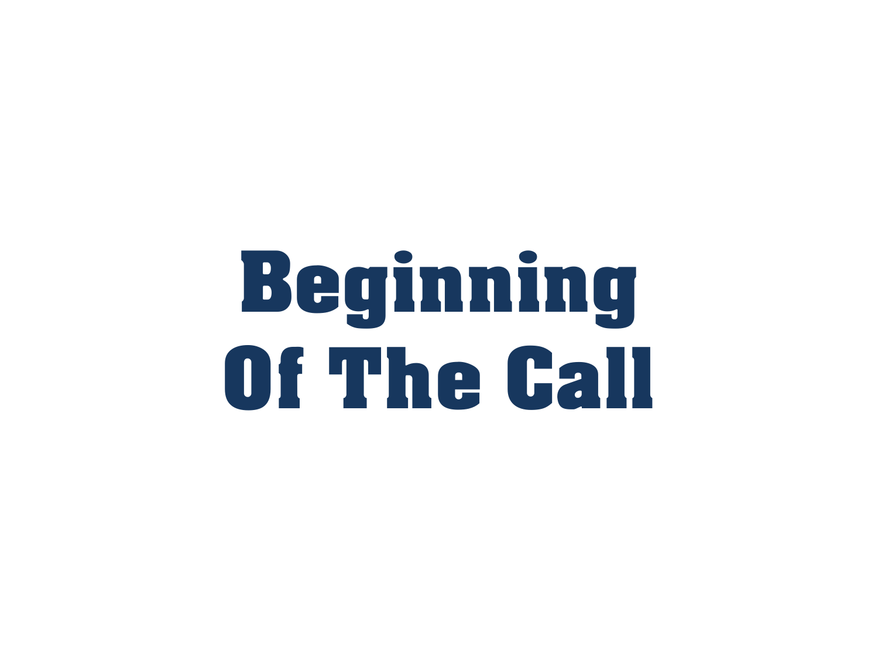# Beginning Of The Call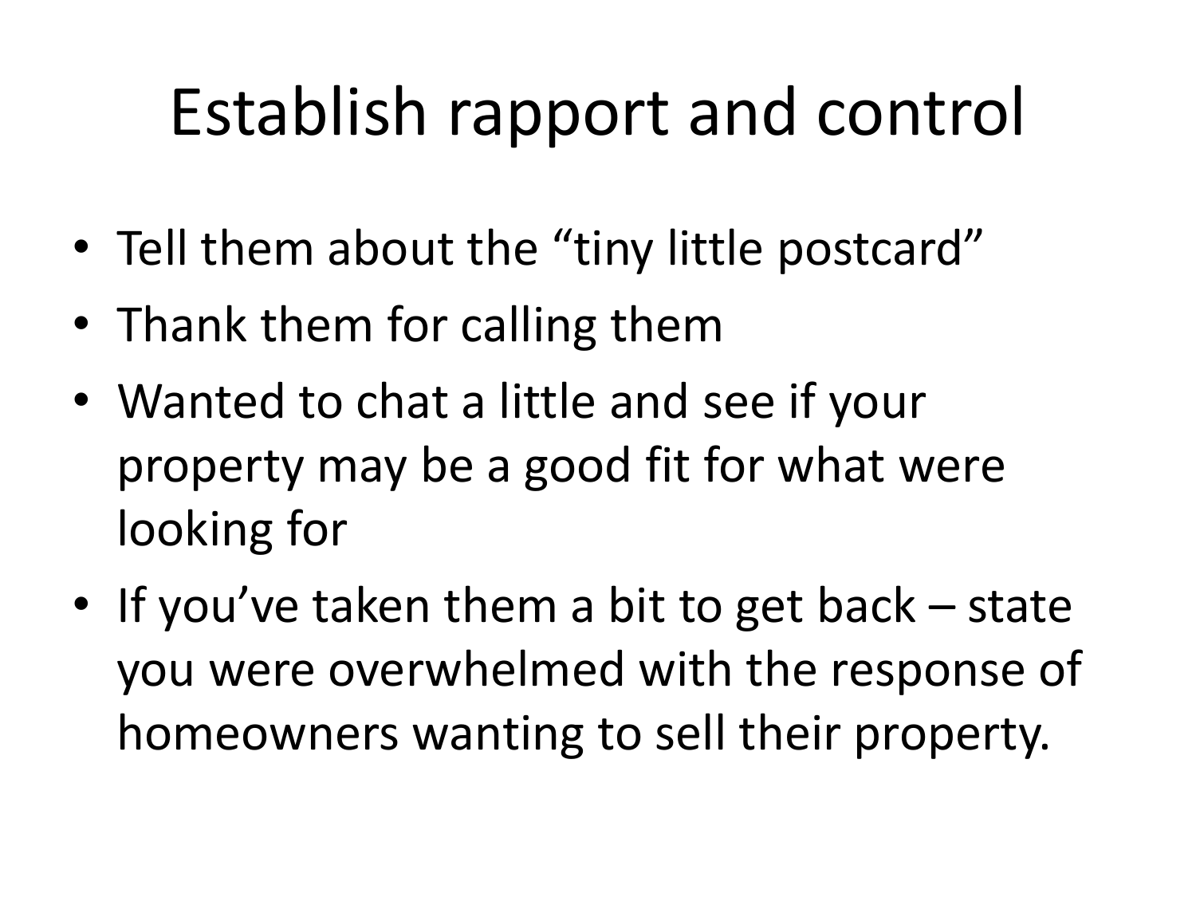# Establish rapport and control

- Tell them about the "tiny little postcard"
- Thank them for calling them
- Wanted to chat a little and see if your property may be a good fit for what were looking for
- If you've taken them a bit to get back – state you were overwhelmed with the response of homeowners wanting to sell their property.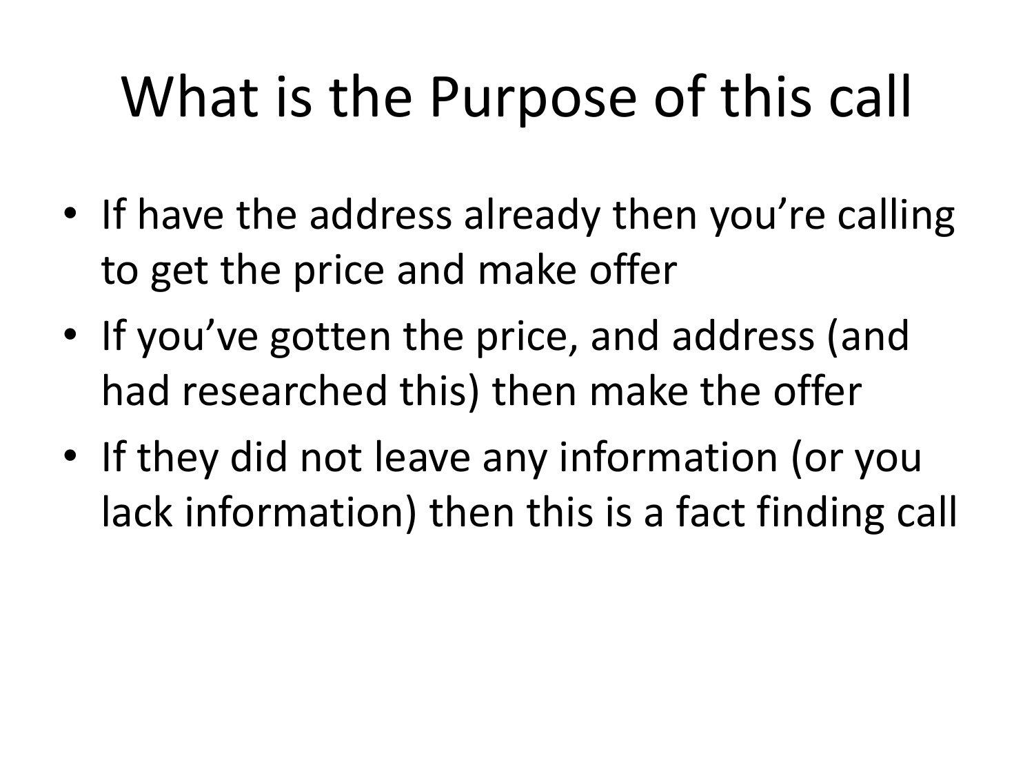# What is the Purpose of this call

- If have the address already then you're calling to get the price and make offer
- If you've gotten the price, and address (and had researched this) then make the offer
- If they did not leave any information (or you lack information) then this is a fact finding call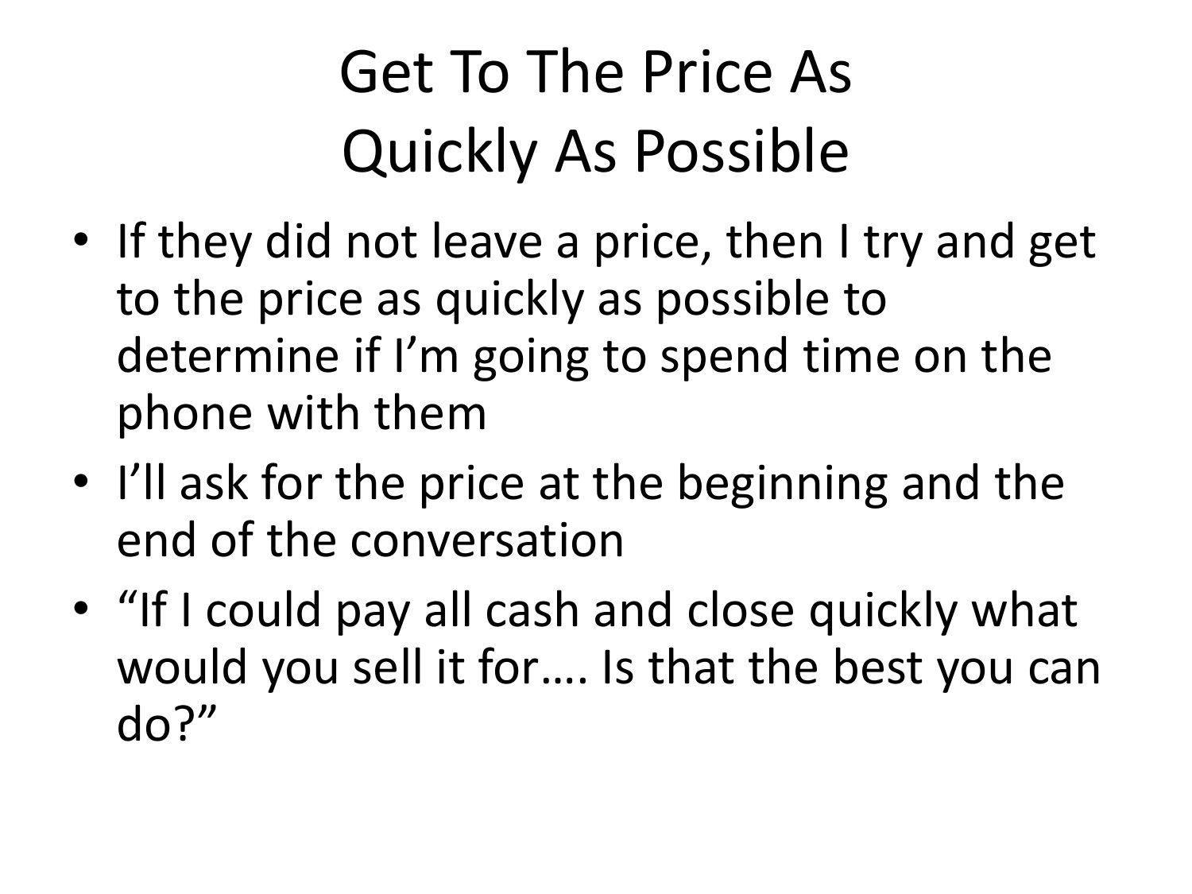# Get To The Price As Quickly As Possible

- If they did not leave a price, then I try and get to the price as quickly as possible to determine if I'm going to spend time on the phone with them
- I'll ask for the price at the beginning and the end of the conversation
- "If I could pay all cash and close quickly what would you sell it for…. Is that the best you can do?"